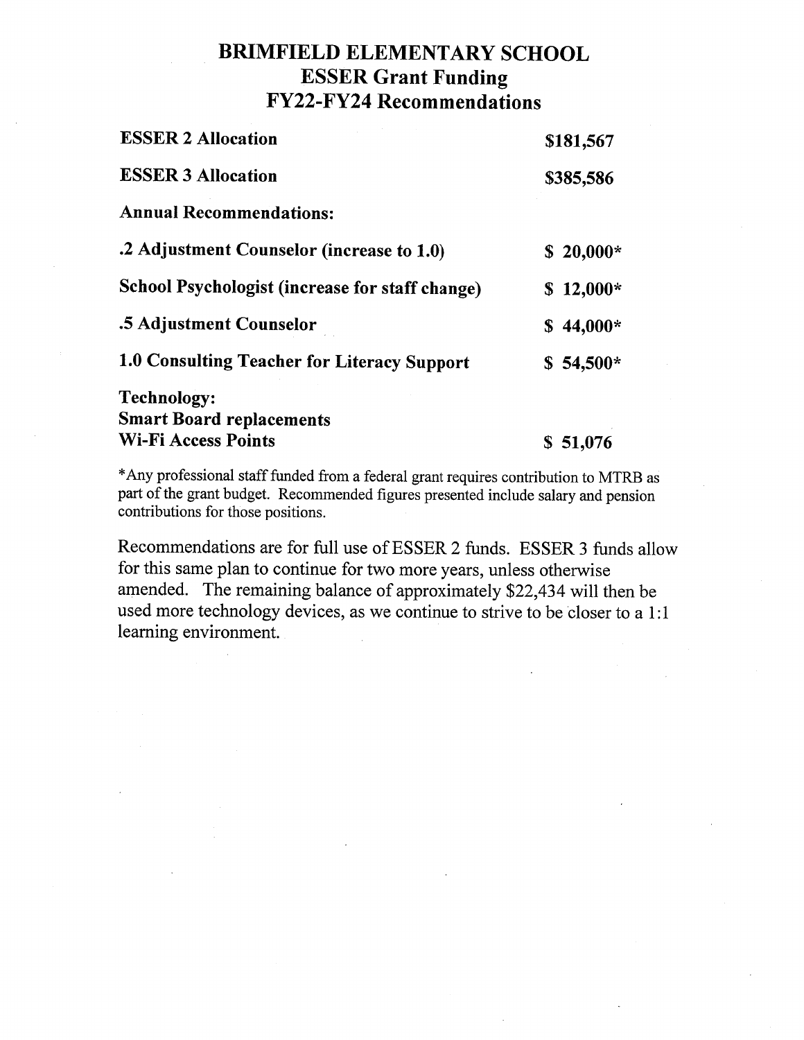# BRIMFIELD ELEMENTARY SCHOOL
## ESSER Grant Funding
## FY22-FY24 Recommendations

| | |
|---|---|
| **ESSER 2 Allocation** | **$181,567** |
| **ESSER 3 Allocation** | **$385,586** |
| **Annual Recommendations:** | |
| **.2 Adjustment Counselor (increase to 1.0)** | **$ 20,000*** |
| **School Psychologist (increase for staff change)** | **$ 12,000*** |
| **.5 Adjustment Counselor** | **$ 44,000*** |
| **1.0 Consulting Teacher for Literacy Support** | **$ 54,500*** |
| **Technology:**<br>**Smart Board replacements**<br>**Wi-Fi Access Points** | **$ 51,076** |

*Any professional staff funded from a federal grant requires contribution to MTRB as part of the grant budget. Recommended figures presented include salary and pension contributions for those positions.

Recommendations are for full use of ESSER 2 funds. ESSER 3 funds allow for this same plan to continue for two more years, unless otherwise amended. The remaining balance of approximately $22,434 will then be used more technology devices, as we continue to strive to be closer to a 1:1 learning environment.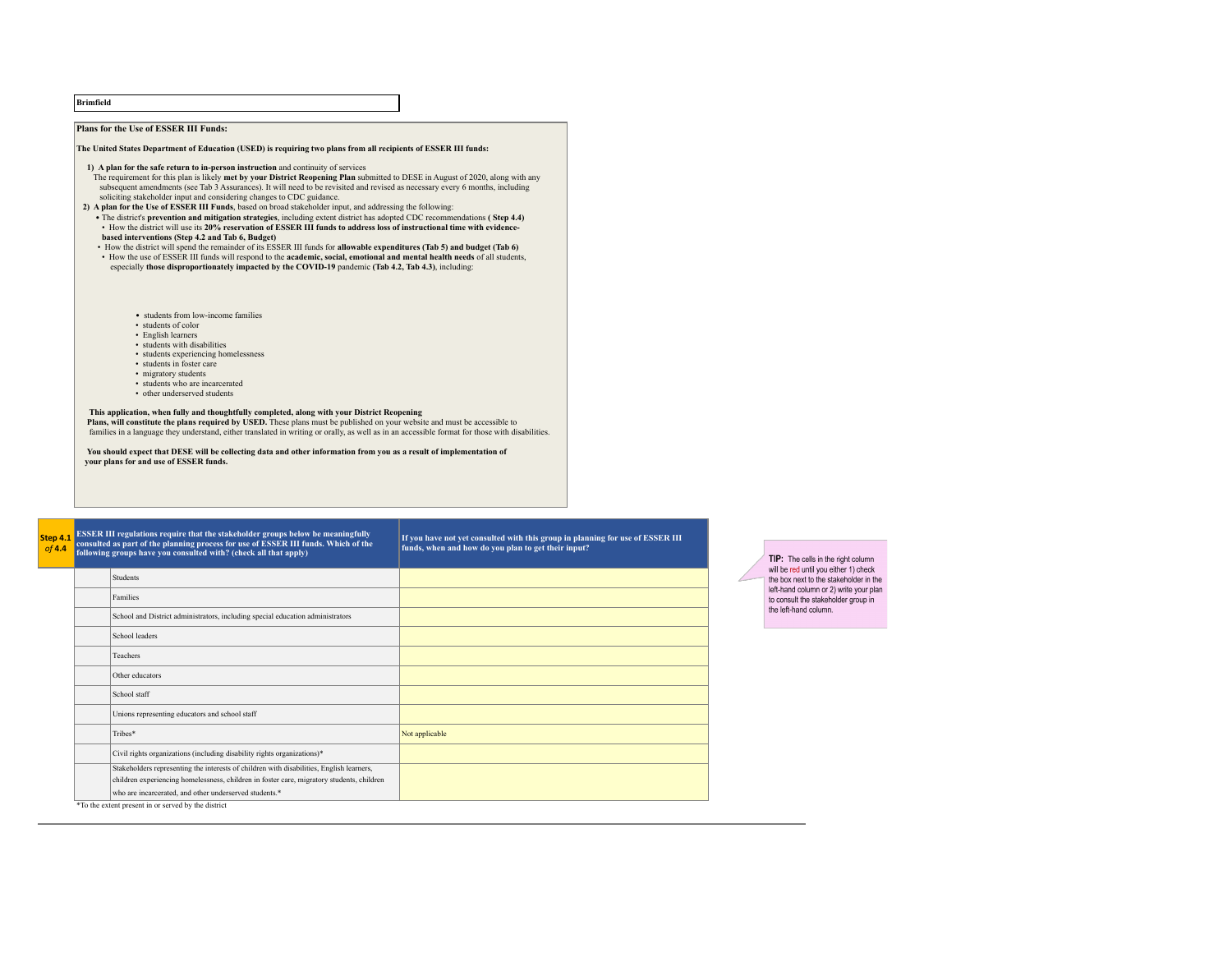**Brimfield**

**Plans for the Use of ESSER III Funds:**

**The United States Department of Education (USED) is requiring two plans from all recipients of ESSER III funds:**

1) **A plan for the safe return to in-person instruction** and continuity of services
   The requirement for this plan is likely **met by your District Reopening Plan** submitted to DESE in August of 2020, along with any subsequent amendments (see Tab 3 Assurances). It will need to be revisited and revised as necessary every 6 months, including soliciting stakeholder input and considering changes to CDC guidance.
2) **A plan for the Use of ESSER III Funds**, based on broad stakeholder input, and addressing the following:
   - The district's **prevention and mitigation strategies**, including extent district has adopted CDC recommendations **( Step 4.4)**
   - How the district will use its **20% reservation of ESSER III funds to address loss of instructional time with evidence-based interventions (Step 4.2 and Tab 6, Budget)**
   - How the district will spend the remainder of its ESSER III funds for **allowable expenditures (Tab 5) and budget (Tab 6)**
   - How the use of ESSER III funds will respond to the **academic, social, emotional and mental health needs** of all students, especially **those disproportionately impacted by the COVID-19** pandemic **(Tab 4.2, Tab 4.3)**, including:
     - students from low-income families
     - students of color
     - English learners
     - students with disabilities
     - students experiencing homelessness
     - students in foster care
     - migratory students
     - students who are incarcerated
     - other underserved students

**This application, when fully and thoughtfully completed, along with your District Reopening Plans, will constitute the plans required by USED.** These plans must be published on your website and must be accessible to families in a language they understand, either translated in writing or orally, as well as in an accessible format for those with disabilities.

**You should expect that DESE will be collecting data and other information from you as a result of implementation of your plans for and use of ESSER funds.**

| **Step 4.1** *of* **4.4** | **ESSER III regulations require that the stakeholder groups below be meaningfully consulted as part of the planning process for use of ESSER III funds. Which of the following groups have you consulted with? (check all that apply)** | | **If you have not yet consulted with this group in planning for use of ESSER III funds, when and how do you plan to get their input?** |
|---|---|---|---|
| | | Students | |
| | | Families | |
| | | School and District administrators, including special education administrators | |
| | | School leaders | |
| | | Teachers | |
| | | Other educators | |
| | | School staff | |
| | | Unions representing educators and school staff | |
| | | Tribes* | Not applicable |
| | | Civil rights organizations (including disability rights organizations)* | |
| | | Stakeholders representing the interests of children with disabilities, English learners, children experiencing homelessness, children in foster care, migratory students, children who are incarcerated, and other underserved students.* | |

*To the extent present in or served by the district

**TIP:** The cells in the right column will be red until you either 1) check the box next to the stakeholder in the left-hand column or 2) write your plan to consult the stakeholder group in the left-hand column.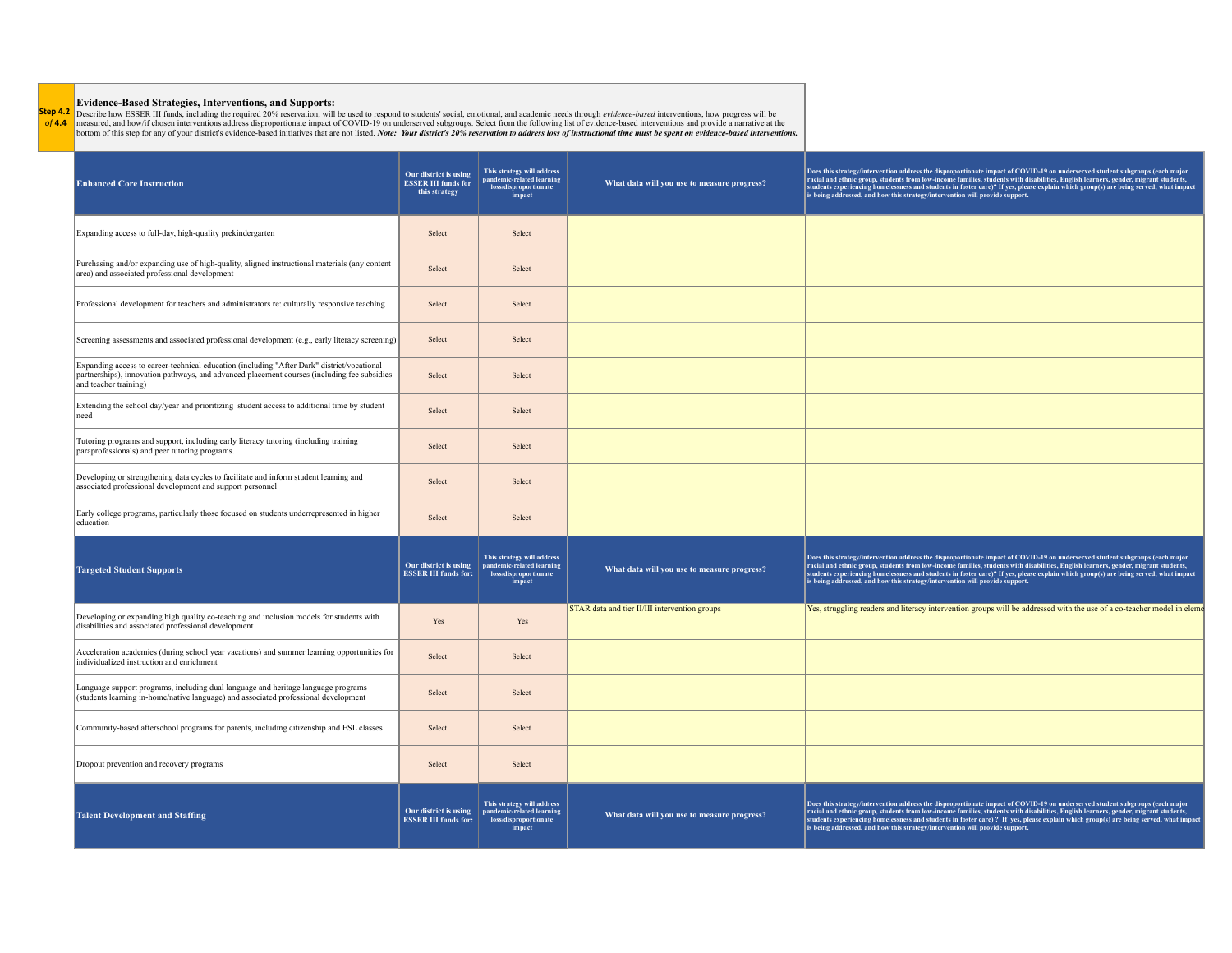**Step 4.2** *of* **4.4**

## Evidence-Based Strategies, Interventions, and Supports:

Describe how ESSER III funds, including the required 20% reservation, will be used to respond to students' social, emotional, and academic needs through *evidence-based* interventions, how progress will be measured, and how/if chosen interventions address disproportionate impact of COVID-19 on underserved subgroups. Select from the following list of evidence-based interventions and provide a narrative at the bottom of this step for any of your district's evidence-based initiatives that are not listed. ***Note: Your district's 20% reservation to address loss of instructional time must be spent on evidence-based interventions.***

| Enhanced Core Instruction | Our district is using ESSER III funds for this strategy | This strategy will address pandemic-related learning loss/disproportionate impact | What data will you use to measure progress? | Does this strategy/intervention address the disproportionate impact of COVID-19 on underserved student subgroups (each major racial and ethnic group, students from low-income families, students with disabilities, English learners, gender, migrant students, students experiencing homelessness and students in foster care)? If yes, please explain which group(s) are being served, what impact is being addressed, and how this strategy/intervention will provide support. |
|---|---|---|---|---|
| Expanding access to full-day, high-quality prekindergarten | Select | Select | | |
| Purchasing and/or expanding use of high-quality, aligned instructional materials (any content area) and associated professional development | Select | Select | | |
| Professional development for teachers and administrators re: culturally responsive teaching | Select | Select | | |
| Screening assessments and associated professional development (e.g., early literacy screening) | Select | Select | | |
| Expanding access to career-technical education (including "After Dark" district/vocational partnerships), innovation pathways, and advanced placement courses (including fee subsidies and teacher training) | Select | Select | | |
| Extending the school day/year and prioritizing student access to additional time by student need | Select | Select | | |
| Tutoring programs and support, including early literacy tutoring (including training paraprofessionals) and peer tutoring programs. | Select | Select | | |
| Developing or strengthening data cycles to facilitate and inform student learning and associated professional development and support personnel | Select | Select | | |
| Early college programs, particularly those focused on students underrepresented in higher education | Select | Select | | |

| Targeted Student Supports | Our district is using ESSER III funds for: | This strategy will address pandemic-related learning loss/disproportionate impact | What data will you use to measure progress? | Does this strategy/intervention address the disproportionate impact of COVID-19 on underserved student subgroups (each major racial and ethnic group, students from low-income families, students with disabilities, English learners, gender, migrant students, students experiencing homelessness and students in foster care)? If yes, please explain which group(s) are being served, what impact is being addressed, and how this strategy/intervention will provide support. |
|---|---|---|---|---|
| Developing or expanding high quality co-teaching and inclusion models for students with disabilities and associated professional development | Yes | Yes | STAR data and tier II/III intervention groups | Yes, struggling readers and literacy intervention groups will be addressed with the use of a co-teacher model in eleme |
| Acceleration academies (during school year vacations) and summer learning opportunities for individualized instruction and enrichment | Select | Select | | |
| Language support programs, including dual language and heritage language programs (students learning in-home/native language) and associated professional development | Select | Select | | |
| Community-based afterschool programs for parents, including citizenship and ESL classes | Select | Select | | |
| Dropout prevention and recovery programs | Select | Select | | |

| Talent Development and Staffing | Our district is using ESSER III funds for: | This strategy will address pandemic-related learning loss/disproportionate impact | What data will you use to measure progress? | Does this strategy/intervention address the disproportionate impact of COVID-19 on underserved student subgroups (each major racial and ethnic group, students from low-income families, students with disabilities, English learners, gender, migrant students, students experiencing homelessness and students in foster care) ? If yes, please explain which group(s) are being served, what impact is being addressed, and how this strategy/intervention will provide support. |
|---|---|---|---|---|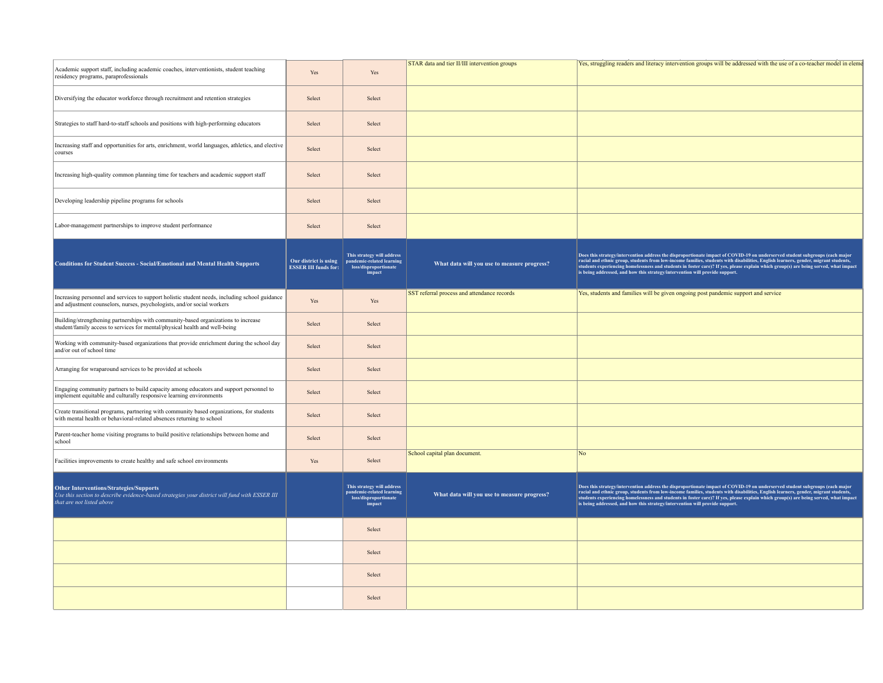| | | | | |
|---|---|---|---|---|
| Academic support staff, including academic coaches, interventionists, student teaching residency programs, paraprofessionals | Yes | Yes | STAR data and tier II/III intervention groups | Yes, struggling readers and literacy intervention groups will be addressed with the use of a co-teacher model in eleme |
| Diversifying the educator workforce through recruitment and retention strategies | Select | Select | | |
| Strategies to staff hard-to-staff schools and positions with high-performing educators | Select | Select | | |
| Increasing staff and opportunities for arts, enrichment, world languages, athletics, and elective courses | Select | Select | | |
| Increasing high-quality common planning time for teachers and academic support staff | Select | Select | | |
| Developing leadership pipeline programs for schools | Select | Select | | |
| Labor-management partnerships to improve student performance | Select | Select | | |
| **Conditions for Student Success - Social/Emotional and Mental Health Supports** | **Our district is using ESSER III funds for:** | **This strategy will address pandemic-related learning loss/disproportionate impact** | **What data will you use to measure progress?** | **Does this strategy/intervention address the disproportionate impact of COVID-19 on underserved student subgroups (each major racial and ethnic group, students from low-income families, students with disabilities, English learners, gender, migrant students, students experiencing homelessness and students in foster care)? If yes, please explain which group(s) are being served, what impact is being addressed, and how this strategy/intervention will provide support.** |
| Increasing personnel and services to support holistic student needs, including school guidance and adjustment counselors, nurses, psychologists, and/or social workers | Yes | Yes | SST referral process and attendance records | Yes, students and families will be given ongoing post pandemic support and service |
| Building/strengthening partnerships with community-based organizations to increase student/family access to services for mental/physical health and well-being | Select | Select | | |
| Working with community-based organizations that provide enrichment during the school day and/or out of school time | Select | Select | | |
| Arranging for wraparound services to be provided at schools | Select | Select | | |
| Engaging community partners to build capacity among educators and support personnel to implement equitable and culturally responsive learning environments | Select | Select | | |
| Create transitional programs, partnering with community based organizations, for students with mental health or behavioral-related absences returning to school | Select | Select | | |
| Parent-teacher home visiting programs to build positive relationships between home and school | Select | Select | | |
| Facilities improvements to create healthy and safe school environments | Yes | Select | School capital plan document. | No |
| **Other Interventions/Strategies/Supports** *Use this section to describe evidence-based strategies your district will fund with ESSER III that are not listed above* | | **This strategy will address pandemic-related learning loss/disproportionate impact** | **What data will you use to measure progress?** | **Does this strategy/intervention address the disproportionate impact of COVID-19 on underserved student subgroups (each major racial and ethnic group, students from low-income families, students with disabilities, English learners, gender, migrant students, students experiencing homelessness and students in foster care)? If yes, please explain which group(s) are being served, what impact is being addressed, and how this strategy/intervention will provide support.** |
| | | Select | | |
| | | Select | | |
| | | Select | | |
| | | Select | | |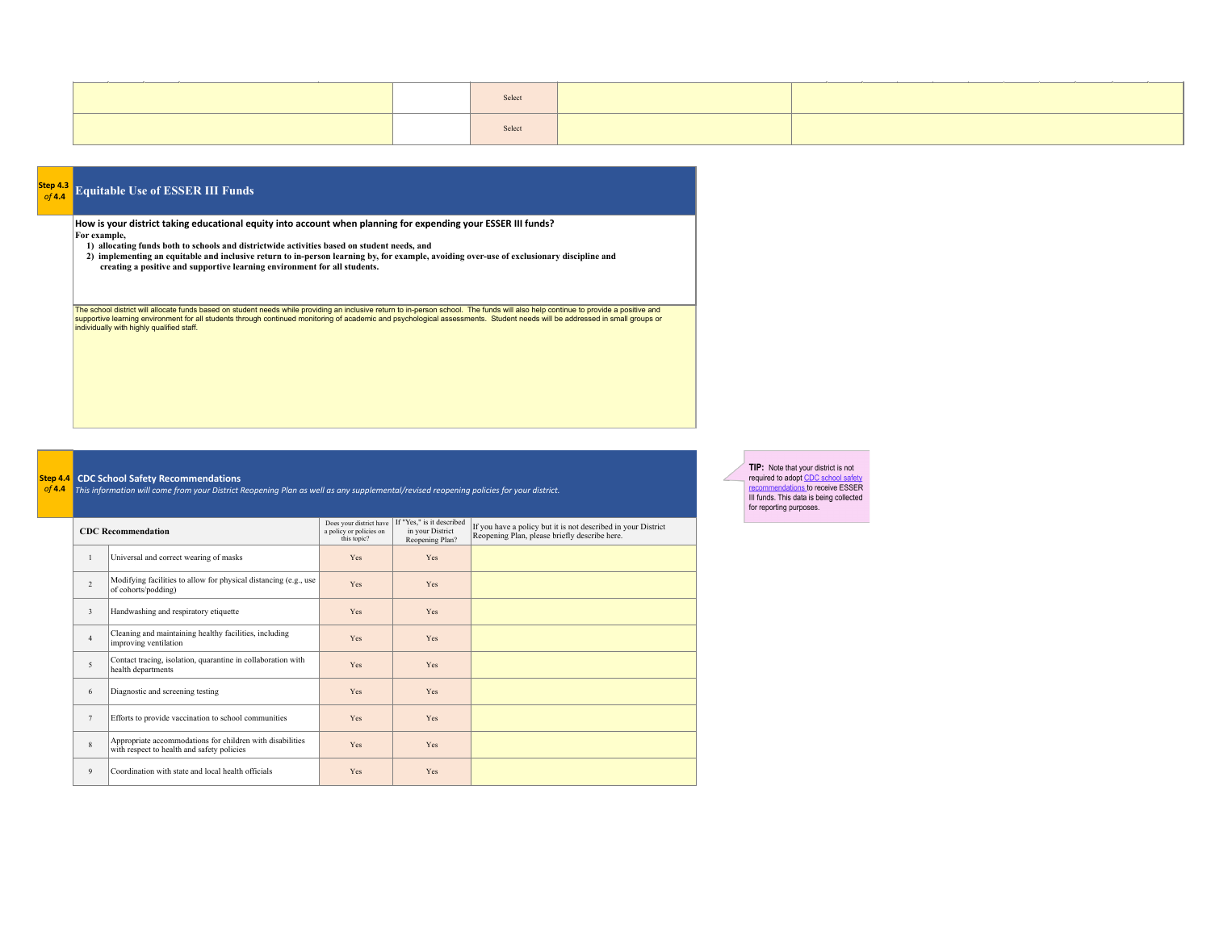| | | | | |
|---|---|---|---|---|
| | | Select | | |
| | | Select | | |

**Step 4.3** *of* **4.4**

## Equitable Use of ESSER III Funds

**How is your district taking educational equity into account when planning for expending your ESSER III funds?**

**For example,**

1. **allocating funds both to schools and districtwide activities based on student needs, and**
2. **implementing an equitable and inclusive return to in-person learning by, for example, avoiding over-use of exclusionary discipline and creating a positive and supportive learning environment for all students.**

The school district will allocate funds based on student needs while providing an inclusive return to in-person school. The funds will also help continue to provide a positive and supportive learning environment for all students through continued monitoring of academic and psychological assessments. Student needs will be addressed in small groups or individually with highly qualified staff.

**Step 4.4** *of* **4.4**

## CDC School Safety Recommendations

*This information will come from your District Reopening Plan as well as any supplemental/revised reopening policies for your district.*

**TIP:** Note that your district is not required to adopt CDC school safety recommendations to receive ESSER III funds. This data is being collected for reporting purposes.

| | CDC Recommendation | Does your district have a policy or policies on this topic? | If "Yes," is it described in your District Reopening Plan? | If you have a policy but it is not described in your District Reopening Plan, please briefly describe here. |
|---|---|---|---|---|
| 1 | Universal and correct wearing of masks | Yes | Yes | |
| 2 | Modifying facilities to allow for physical distancing (e.g., use of cohorts/podding) | Yes | Yes | |
| 3 | Handwashing and respiratory etiquette | Yes | Yes | |
| 4 | Cleaning and maintaining healthy facilities, including improving ventilation | Yes | Yes | |
| 5 | Contact tracing, isolation, quarantine in collaboration with health departments | Yes | Yes | |
| 6 | Diagnostic and screening testing | Yes | Yes | |
| 7 | Efforts to provide vaccination to school communities | Yes | Yes | |
| 8 | Appropriate accommodations for children with disabilities with respect to health and safety policies | Yes | Yes | |
| 9 | Coordination with state and local health officials | Yes | Yes | |